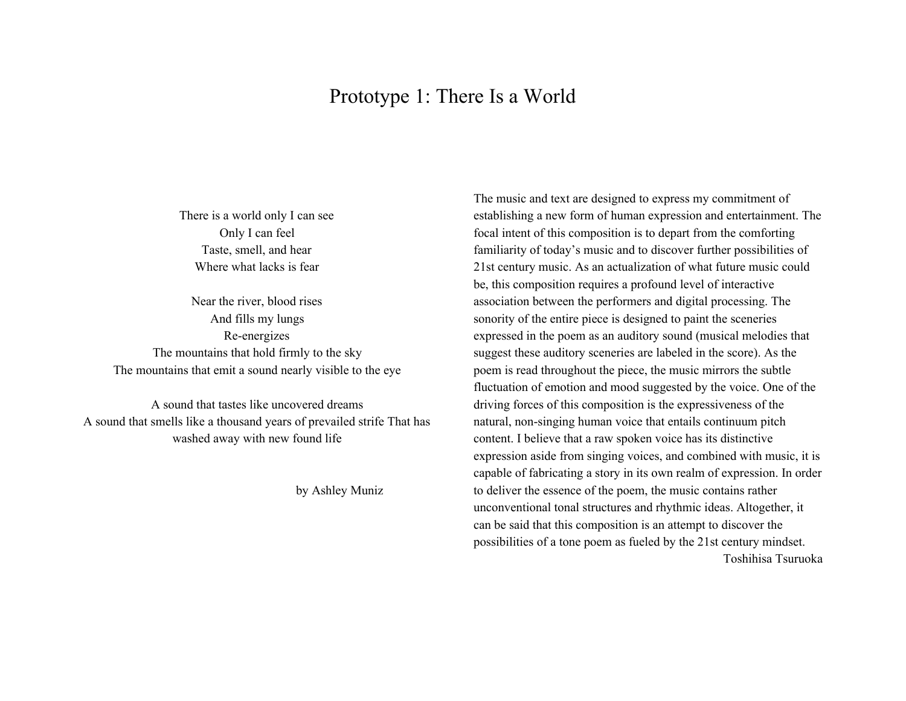# Prototype 1: There Is a World

There is a world only I can see
Only I can feel
Taste, smell, and hear
Where what lacks is fear

Near the river, blood rises
And fills my lungs
Re-energizes
The mountains that hold firmly to the sky
The mountains that emit a sound nearly visible to the eye

A sound that tastes like uncovered dreams
A sound that smells like a thousand years of prevailed strife That has washed away with new found life

by Ashley Muniz

The music and text are designed to express my commitment of establishing a new form of human expression and entertainment. The focal intent of this composition is to depart from the comforting familiarity of today's music and to discover further possibilities of 21st century music. As an actualization of what future music could be, this composition requires a profound level of interactive association between the performers and digital processing. The sonority of the entire piece is designed to paint the sceneries expressed in the poem as an auditory sound (musical melodies that suggest these auditory sceneries are labeled in the score). As the poem is read throughout the piece, the music mirrors the subtle fluctuation of emotion and mood suggested by the voice. One of the driving forces of this composition is the expressiveness of the natural, non-singing human voice that entails continuum pitch content. I believe that a raw spoken voice has its distinctive expression aside from singing voices, and combined with music, it is capable of fabricating a story in its own realm of expression. In order to deliver the essence of the poem, the music contains rather unconventional tonal structures and rhythmic ideas. Altogether, it can be said that this composition is an attempt to discover the possibilities of a tone poem as fueled by the 21st century mindset.

Toshihisa Tsuruoka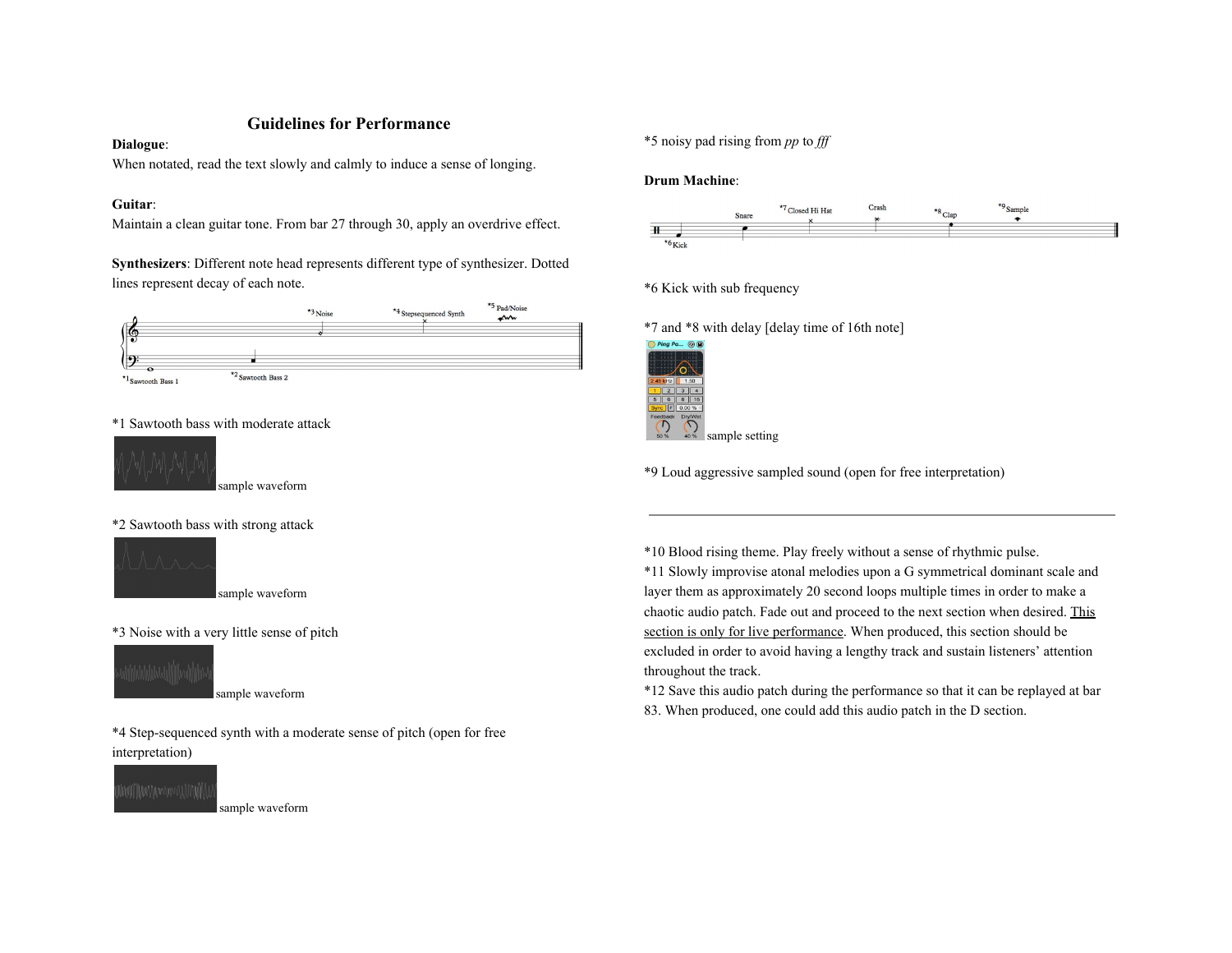## Guidelines for Performance

**Dialogue**:
When notated, read the text slowly and calmly to induce a sense of longing.

**Guitar**:
Maintain a clean guitar tone. From bar 27 through 30, apply an overdrive effect.

**Synthesizers**: Different note head represents different type of synthesizer. Dotted lines represent decay of each note.

*1 Sawtooth bass with moderate attack

sample waveform

*2 Sawtooth bass with strong attack

sample waveform

*3 Noise with a very little sense of pitch

sample waveform

*4 Step-sequenced synth with a moderate sense of pitch (open for free interpretation)

sample waveform

*5 noisy pad rising from *pp* to *fff*

**Drum Machine**:

*6 Kick with sub frequency

*7 and *8 with delay [delay time of 16th note]

sample setting

*9 Loud aggressive sampled sound (open for free interpretation)

---

*10 Blood rising theme. Play freely without a sense of rhythmic pulse.
*11 Slowly improvise atonal melodies upon a G symmetrical dominant scale and layer them as approximately 20 second loops multiple times in order to make a chaotic audio patch. Fade out and proceed to the next section when desired. <u>This section is only for live performance</u>. When produced, this section should be excluded in order to avoid having a lengthy track and sustain listeners' attention throughout the track.
*12 Save this audio patch during the performance so that it can be replayed at bar 83. When produced, one could add this audio patch in the D section.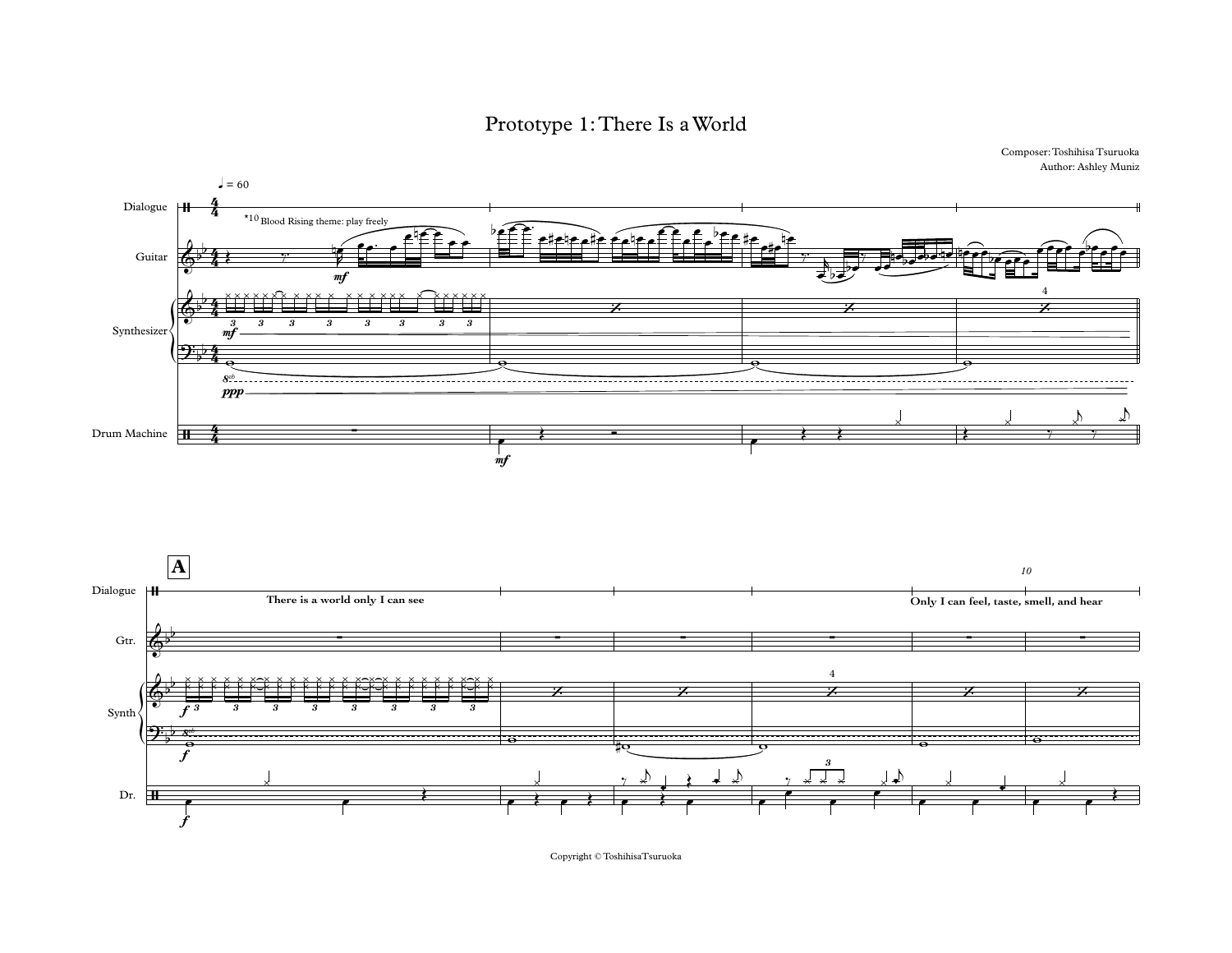# Prototype 1: There Is a World

Composer: Toshihisa Tsuruoka
Author: Ashley Muniz

♩ = 60

Dialogue

Guitar — *10 Blood Rising theme: play freely

Synthesizer

Drum Machine

**A**

There is a world only I can see

Only I can feel, taste, smell, and hear

Copyright © ToshihisaTsuruoka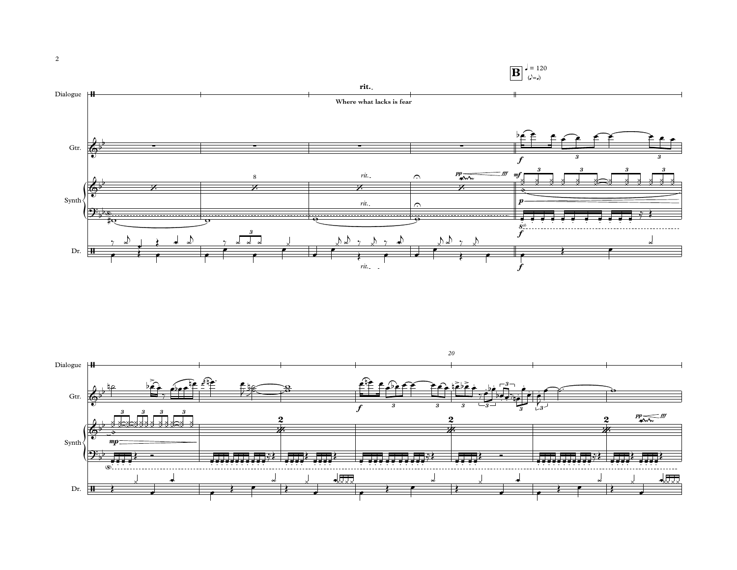**B** ♩ = 120 (♪=♩)

Dialogue

**rit.**

**Where what lacks is fear**

Gtr.

Synth

Dr.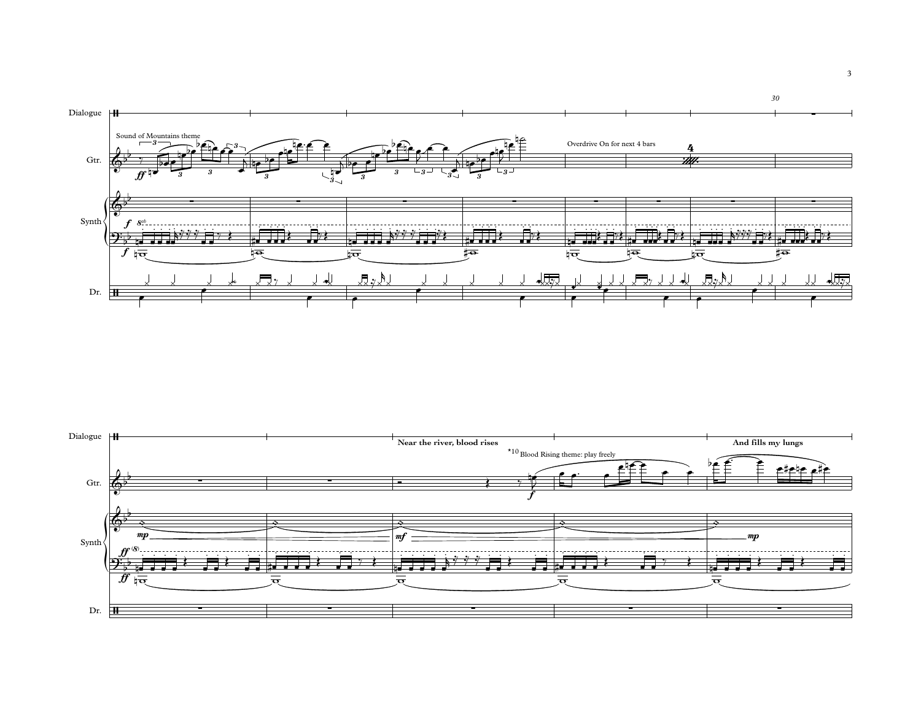Dialogue

Gtr.

Sound of Mountains theme

Overdrive On for next 4 bars

Synth

Dr.

Near the river, blood rises

*10 Blood Rising theme: play freely

And fills my lungs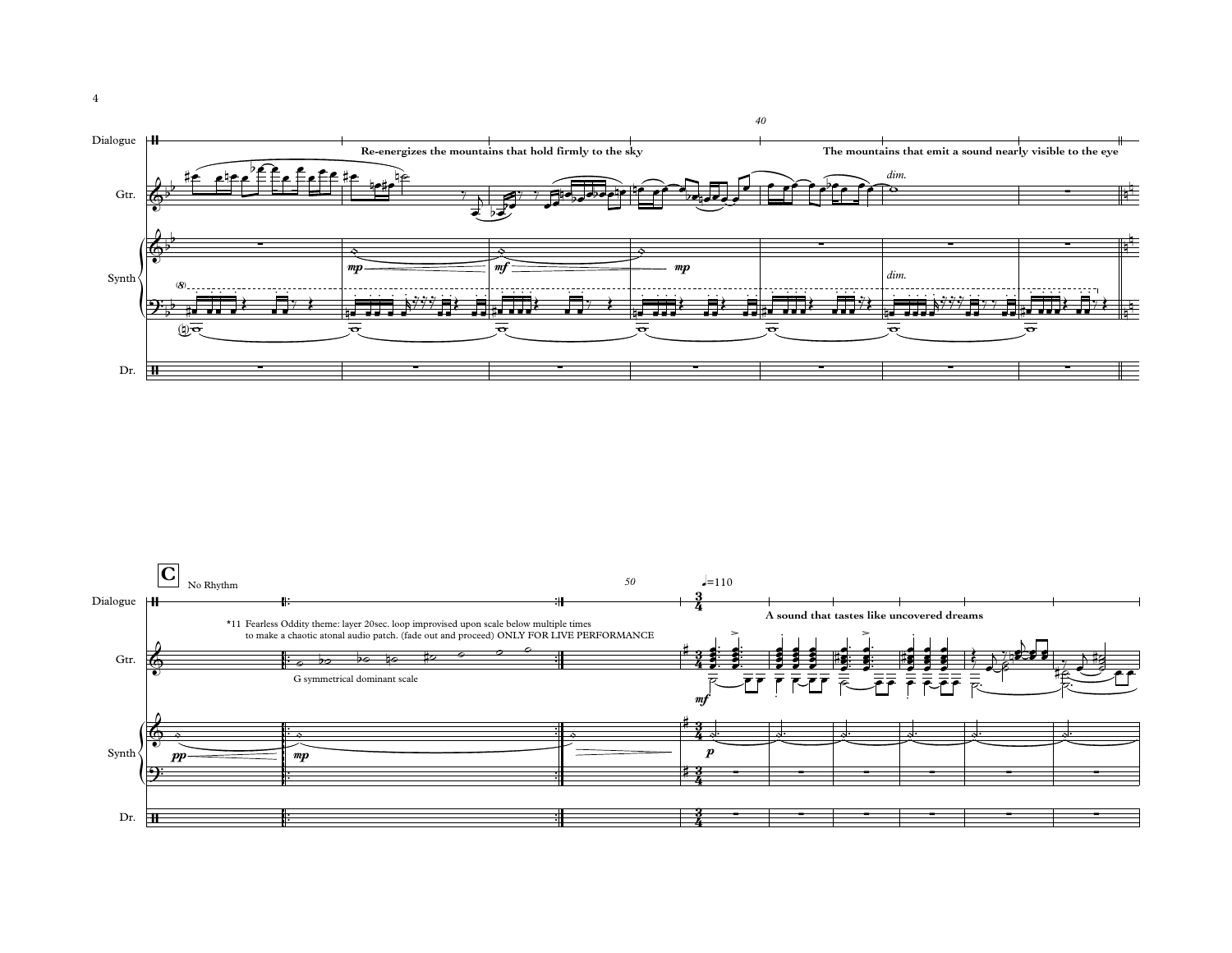Dialogue

Re-energizes the mountains that hold firmly to the sky

The mountains that emit a sound nearly visible to the eye

**C** No Rhythm

*11 Fearless Oddity theme: layer 20sec. loop improvised upon scale below multiple times to make a chaotic atonal audio patch. (fade out and proceed) ONLY FOR LIVE PERFORMANCE

G symmetrical dominant scale

♩=110

A sound that tastes like uncovered dreams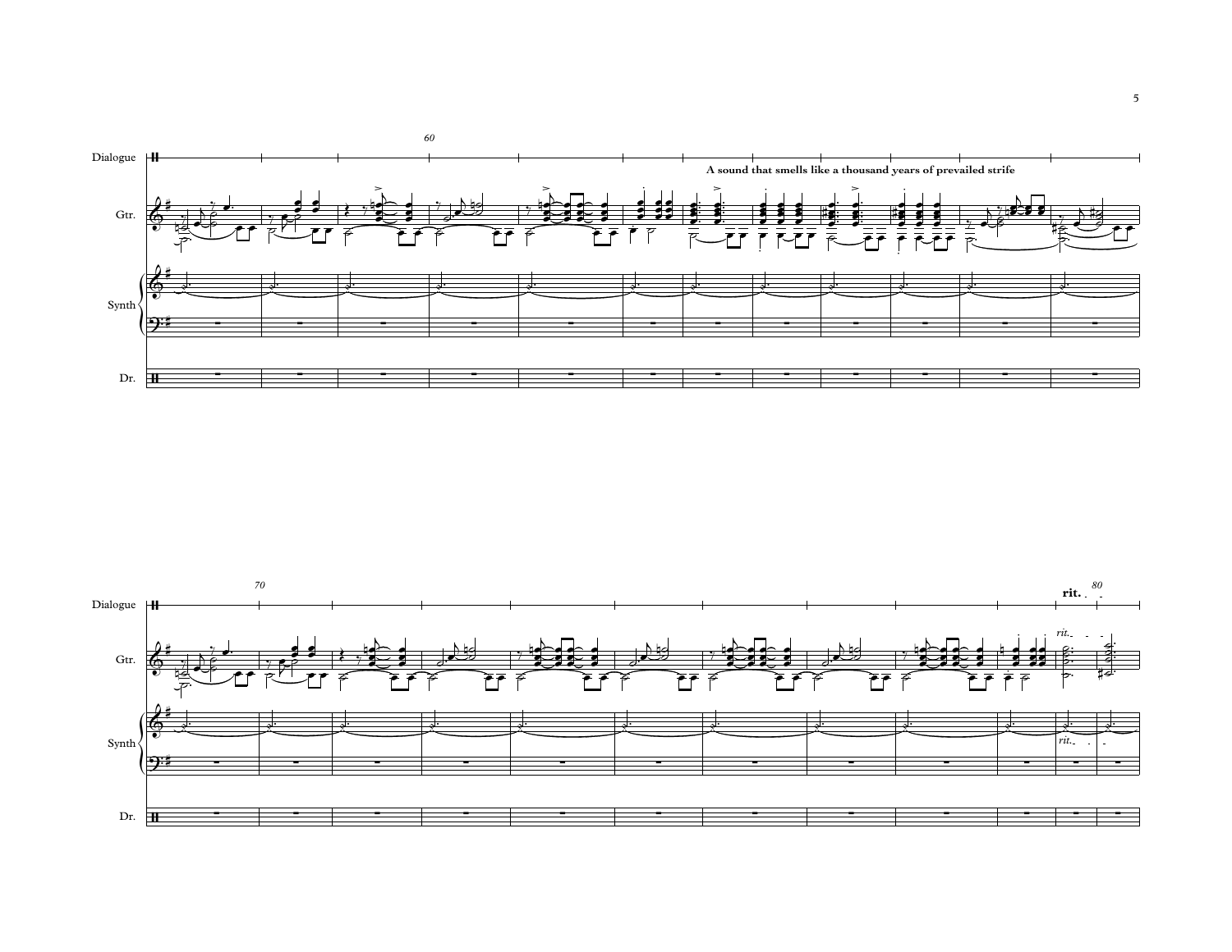A sound that smells like a thousand years of prevailed strife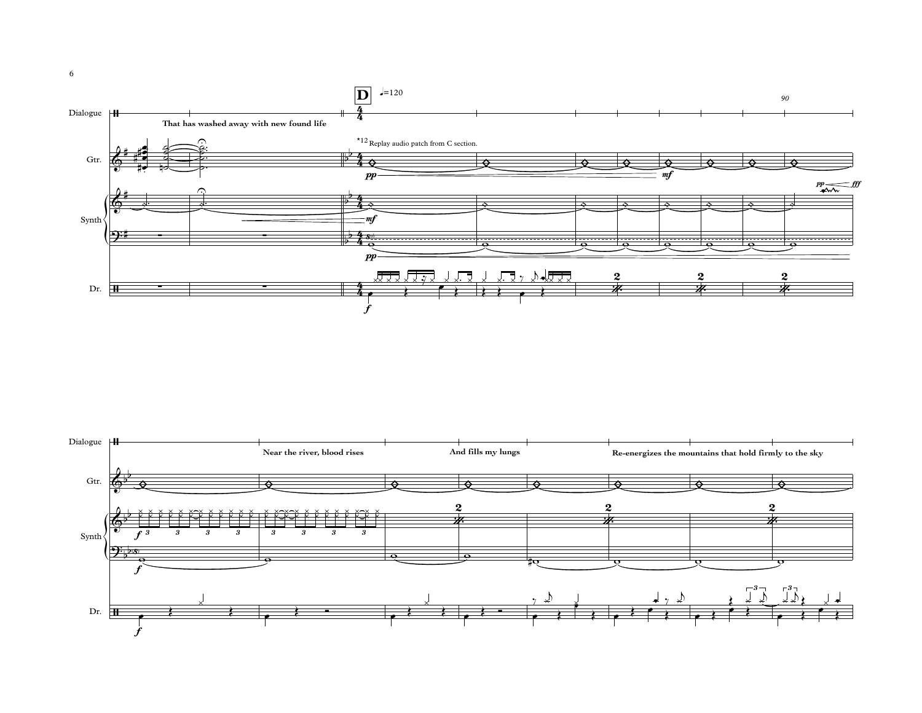Dialogue

That has washed away with new found life

**D** ♩=120

*12 Replay audio patch from C section.

Near the river, blood rises

And fills my lungs

Re-energizes the mountains that hold firmly to the sky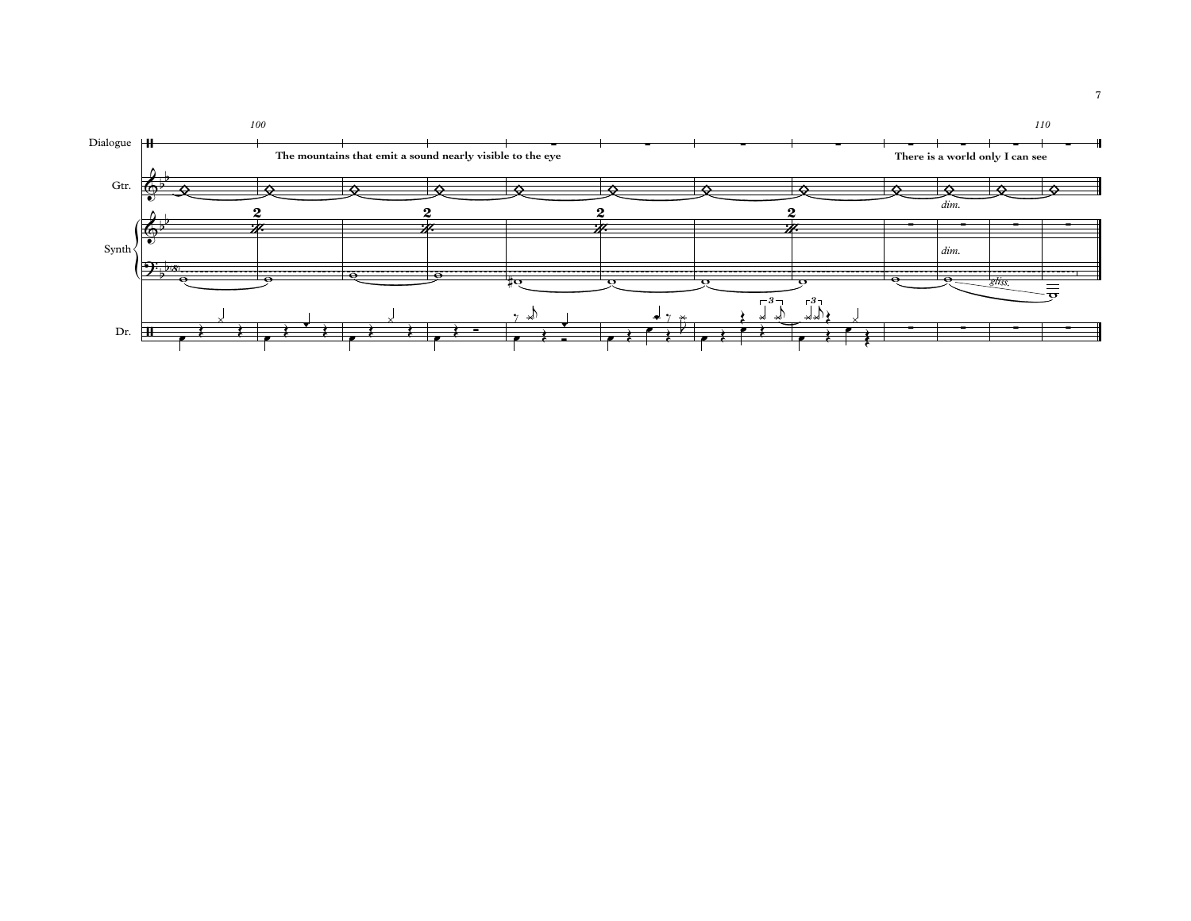Dialogue

The mountains that emit a sound nearly visible to the eye

There is a world only I can see

Gtr.

Synth

Dr.